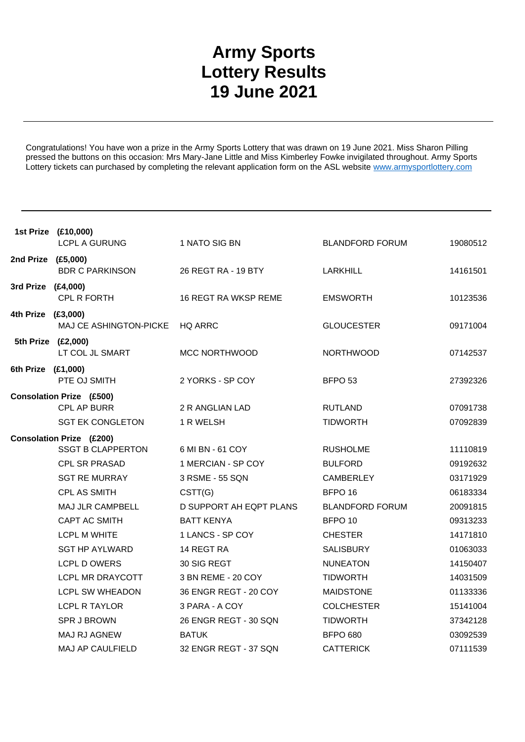# Army Sports Lottery Results 19 June 2021

Congratulations! You have won a prize in the Army Sports Lottery that was drawn on 19 June 2021. Miss Sharon Pilling pressed the buttons on this occasion: Mrs Mary-Jane Little and Miss Kimberley Fowke invigilated throughout. Army Sports Lottery tickets can purchased by completing the relevant application form on the ASL website www.armysportlottery.com

| Prize | Name | Unit | Location | Number |
|---|---|---|---|---|
| **1st Prize (£10,000)** | | | | |
| | LCPL A GURUNG | 1 NATO SIG BN | BLANDFORD FORUM | 19080512 |
| **2nd Prize (£5,000)** | | | | |
| | BDR C PARKINSON | 26 REGT RA - 19 BTY | LARKHILL | 14161501 |
| **3rd Prize (£4,000)** | | | | |
| | CPL R FORTH | 16 REGT RA WKSP REME | EMSWORTH | 10123536 |
| **4th Prize (£3,000)** | | | | |
| | MAJ CE ASHINGTON-PICKE | HQ ARRC | GLOUCESTER | 09171004 |
| **5th Prize (£2,000)** | | | | |
| | LT COL JL SMART | MCC NORTHWOOD | NORTHWOOD | 07142537 |
| **6th Prize (£1,000)** | | | | |
| | PTE OJ SMITH | 2 YORKS - SP COY | BFPO 53 | 27392326 |
| **Consolation Prize (£500)** | | | | |
| | CPL AP BURR | 2 R ANGLIAN LAD | RUTLAND | 07091738 |
| | SGT EK CONGLETON | 1 R WELSH | TIDWORTH | 07092839 |
| **Consolation Prize (£200)** | | | | |
| | SSGT B CLAPPERTON | 6 MI BN - 61 COY | RUSHOLME | 11110819 |
| | CPL SR PRASAD | 1 MERCIAN - SP COY | BULFORD | 09192632 |
| | SGT RE MURRAY | 3 RSME - 55 SQN | CAMBERLEY | 03171929 |
| | CPL AS SMITH | CSTT(G) | BFPO 16 | 06183334 |
| | MAJ JLR CAMPBELL | D SUPPORT AH EQPT PLANS | BLANDFORD FORUM | 20091815 |
| | CAPT AC SMITH | BATT KENYA | BFPO 10 | 09313233 |
| | LCPL M WHITE | 1 LANCS - SP COY | CHESTER | 14171810 |
| | SGT HP AYLWARD | 14 REGT RA | SALISBURY | 01063033 |
| | LCPL D OWERS | 30 SIG REGT | NUNEATON | 14150407 |
| | LCPL MR DRAYCOTT | 3 BN REME - 20 COY | TIDWORTH | 14031509 |
| | LCPL SW WHEADON | 36 ENGR REGT - 20 COY | MAIDSTONE | 01133336 |
| | LCPL R TAYLOR | 3 PARA - A COY | COLCHESTER | 15141004 |
| | SPR J BROWN | 26 ENGR REGT - 30 SQN | TIDWORTH | 37342128 |
| | MAJ RJ AGNEW | BATUK | BFPO 680 | 03092539 |
| | MAJ AP CAULFIELD | 32 ENGR REGT - 37 SQN | CATTERICK | 07111539 |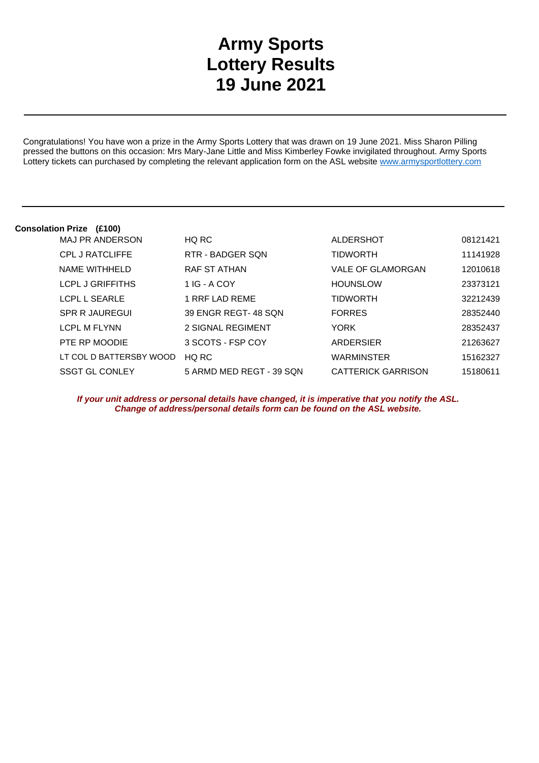# Army Sports Lottery Results 19 June 2021

Congratulations! You have won a prize in the Army Sports Lottery that was drawn on 19 June 2021. Miss Sharon Pilling pressed the buttons on this occasion: Mrs Mary-Jane Little and Miss Kimberley Fowke invigilated throughout. Army Sports Lottery tickets can purchased by completing the relevant application form on the ASL website www.armysportlottery.com

**Consolation Prize (£100)**

| | | | |
|---|---|---|---|
| MAJ PR ANDERSON | HQ RC | ALDERSHOT | 08121421 |
| CPL J RATCLIFFE | RTR - BADGER SQN | TIDWORTH | 11141928 |
| NAME WITHHELD | RAF ST ATHAN | VALE OF GLAMORGAN | 12010618 |
| LCPL J GRIFFITHS | 1 IG - A COY | HOUNSLOW | 23373121 |
| LCPL L SEARLE | 1 RRF LAD REME | TIDWORTH | 32212439 |
| SPR R JAUREGUI | 39 ENGR REGT- 48 SQN | FORRES | 28352440 |
| LCPL M FLYNN | 2 SIGNAL REGIMENT | YORK | 28352437 |
| PTE RP MOODIE | 3 SCOTS - FSP COY | ARDERSIER | 21263627 |
| LT COL D BATTERSBY WOOD | HQ RC | WARMINSTER | 15162327 |
| SSGT GL CONLEY | 5 ARMD MED REGT - 39 SQN | CATTERICK GARRISON | 15180611 |

***If your unit address or personal details have changed, it is imperative that you notify the ASL. Change of address/personal details form can be found on the ASL website.***